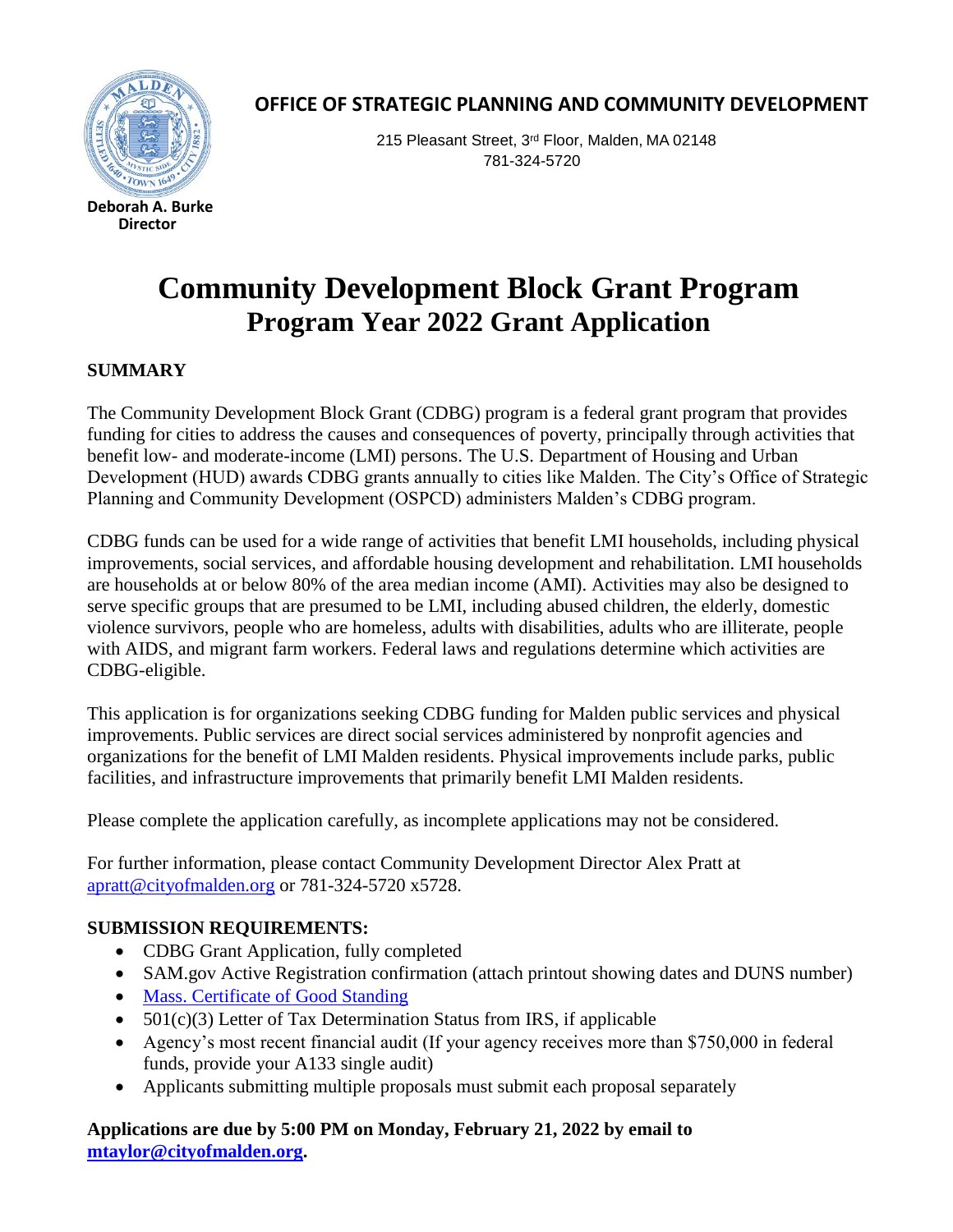**OFFICE OF STRATEGIC PLANNING AND COMMUNITY DEVELOPMENT**

215 Pleasant Street, 3rd Floor, Malden, MA 02148
781-324-5720

**Deborah A. Burke**
**Director**

# Community Development Block Grant Program
## Program Year 2022 Grant Application

### SUMMARY

The Community Development Block Grant (CDBG) program is a federal grant program that provides funding for cities to address the causes and consequences of poverty, principally through activities that benefit low- and moderate-income (LMI) persons. The U.S. Department of Housing and Urban Development (HUD) awards CDBG grants annually to cities like Malden. The City's Office of Strategic Planning and Community Development (OSPCD) administers Malden's CDBG program.

CDBG funds can be used for a wide range of activities that benefit LMI households, including physical improvements, social services, and affordable housing development and rehabilitation. LMI households are households at or below 80% of the area median income (AMI). Activities may also be designed to serve specific groups that are presumed to be LMI, including abused children, the elderly, domestic violence survivors, people who are homeless, adults with disabilities, adults who are illiterate, people with AIDS, and migrant farm workers. Federal laws and regulations determine which activities are CDBG-eligible.

This application is for organizations seeking CDBG funding for Malden public services and physical improvements. Public services are direct social services administered by nonprofit agencies and organizations for the benefit of LMI Malden residents. Physical improvements include parks, public facilities, and infrastructure improvements that primarily benefit LMI Malden residents.

Please complete the application carefully, as incomplete applications may not be considered.

For further information, please contact Community Development Director Alex Pratt at apratt@cityofmalden.org or 781-324-5720 x5728.

### SUBMISSION REQUIREMENTS:

- CDBG Grant Application, fully completed
- SAM.gov Active Registration confirmation (attach printout showing dates and DUNS number)
- Mass. Certificate of Good Standing
- 501(c)(3) Letter of Tax Determination Status from IRS, if applicable
- Agency's most recent financial audit (If your agency receives more than $750,000 in federal funds, provide your A133 single audit)
- Applicants submitting multiple proposals must submit each proposal separately

**Applications are due by 5:00 PM on Monday, February 21, 2022 by email to mtaylor@cityofmalden.org.**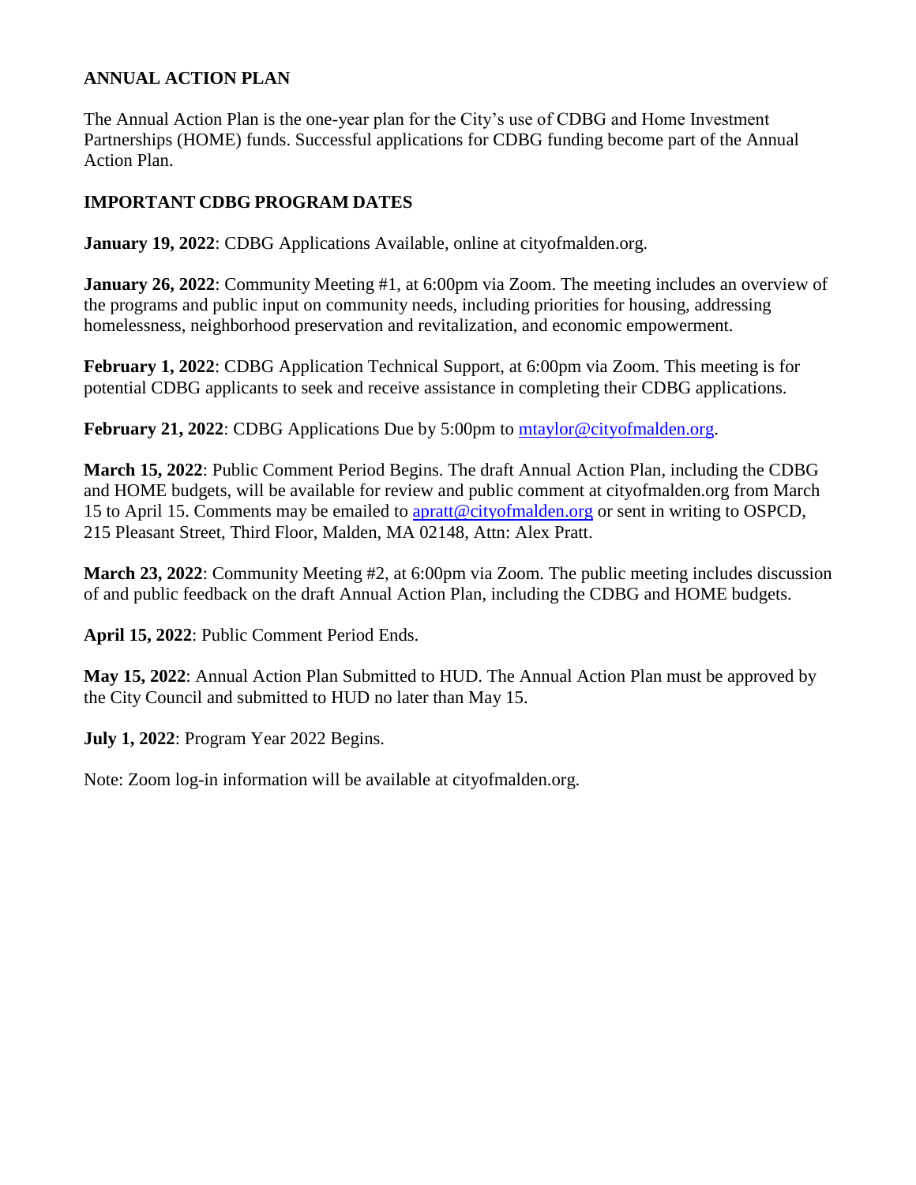## ANNUAL ACTION PLAN

The Annual Action Plan is the one-year plan for the City's use of CDBG and Home Investment Partnerships (HOME) funds. Successful applications for CDBG funding become part of the Annual Action Plan.

## IMPORTANT CDBG PROGRAM DATES

**January 19, 2022**: CDBG Applications Available, online at cityofmalden.org.

**January 26, 2022**: Community Meeting #1, at 6:00pm via Zoom. The meeting includes an overview of the programs and public input on community needs, including priorities for housing, addressing homelessness, neighborhood preservation and revitalization, and economic empowerment.

**February 1, 2022**: CDBG Application Technical Support, at 6:00pm via Zoom. This meeting is for potential CDBG applicants to seek and receive assistance in completing their CDBG applications.

**February 21, 2022**: CDBG Applications Due by 5:00pm to mtaylor@cityofmalden.org.

**March 15, 2022**: Public Comment Period Begins. The draft Annual Action Plan, including the CDBG and HOME budgets, will be available for review and public comment at cityofmalden.org from March 15 to April 15. Comments may be emailed to apratt@cityofmalden.org or sent in writing to OSPCD, 215 Pleasant Street, Third Floor, Malden, MA 02148, Attn: Alex Pratt.

**March 23, 2022**: Community Meeting #2, at 6:00pm via Zoom. The public meeting includes discussion of and public feedback on the draft Annual Action Plan, including the CDBG and HOME budgets.

**April 15, 2022**: Public Comment Period Ends.

**May 15, 2022**: Annual Action Plan Submitted to HUD. The Annual Action Plan must be approved by the City Council and submitted to HUD no later than May 15.

**July 1, 2022**: Program Year 2022 Begins.

Note: Zoom log-in information will be available at cityofmalden.org.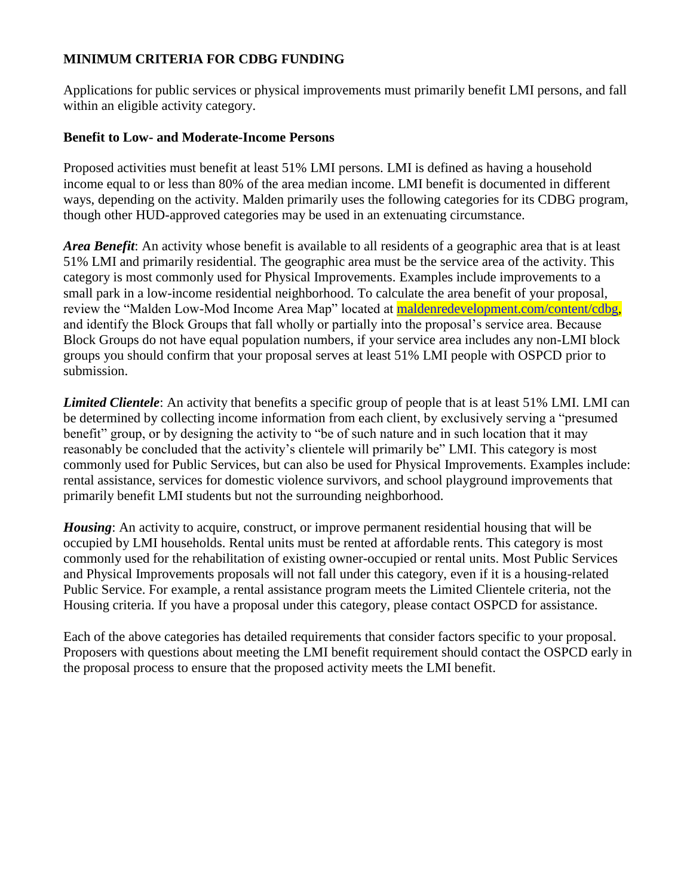## MINIMUM CRITERIA FOR CDBG FUNDING

Applications for public services or physical improvements must primarily benefit LMI persons, and fall within an eligible activity category.

### Benefit to Low- and Moderate-Income Persons

Proposed activities must benefit at least 51% LMI persons. LMI is defined as having a household income equal to or less than 80% of the area median income. LMI benefit is documented in different ways, depending on the activity. Malden primarily uses the following categories for its CDBG program, though other HUD-approved categories may be used in an extenuating circumstance.

***Area Benefit***: An activity whose benefit is available to all residents of a geographic area that is at least 51% LMI and primarily residential. The geographic area must be the service area of the activity. This category is most commonly used for Physical Improvements. Examples include improvements to a small park in a low-income residential neighborhood. To calculate the area benefit of your proposal, review the "Malden Low-Mod Income Area Map" located at maldenredevelopment.com/content/cdbg, and identify the Block Groups that fall wholly or partially into the proposal's service area. Because Block Groups do not have equal population numbers, if your service area includes any non-LMI block groups you should confirm that your proposal serves at least 51% LMI people with OSPCD prior to submission.

***Limited Clientele***: An activity that benefits a specific group of people that is at least 51% LMI. LMI can be determined by collecting income information from each client, by exclusively serving a "presumed benefit" group, or by designing the activity to "be of such nature and in such location that it may reasonably be concluded that the activity's clientele will primarily be" LMI. This category is most commonly used for Public Services, but can also be used for Physical Improvements. Examples include: rental assistance, services for domestic violence survivors, and school playground improvements that primarily benefit LMI students but not the surrounding neighborhood.

***Housing***: An activity to acquire, construct, or improve permanent residential housing that will be occupied by LMI households. Rental units must be rented at affordable rents. This category is most commonly used for the rehabilitation of existing owner-occupied or rental units. Most Public Services and Physical Improvements proposals will not fall under this category, even if it is a housing-related Public Service. For example, a rental assistance program meets the Limited Clientele criteria, not the Housing criteria. If you have a proposal under this category, please contact OSPCD for assistance.

Each of the above categories has detailed requirements that consider factors specific to your proposal. Proposers with questions about meeting the LMI benefit requirement should contact the OSPCD early in the proposal process to ensure that the proposed activity meets the LMI benefit.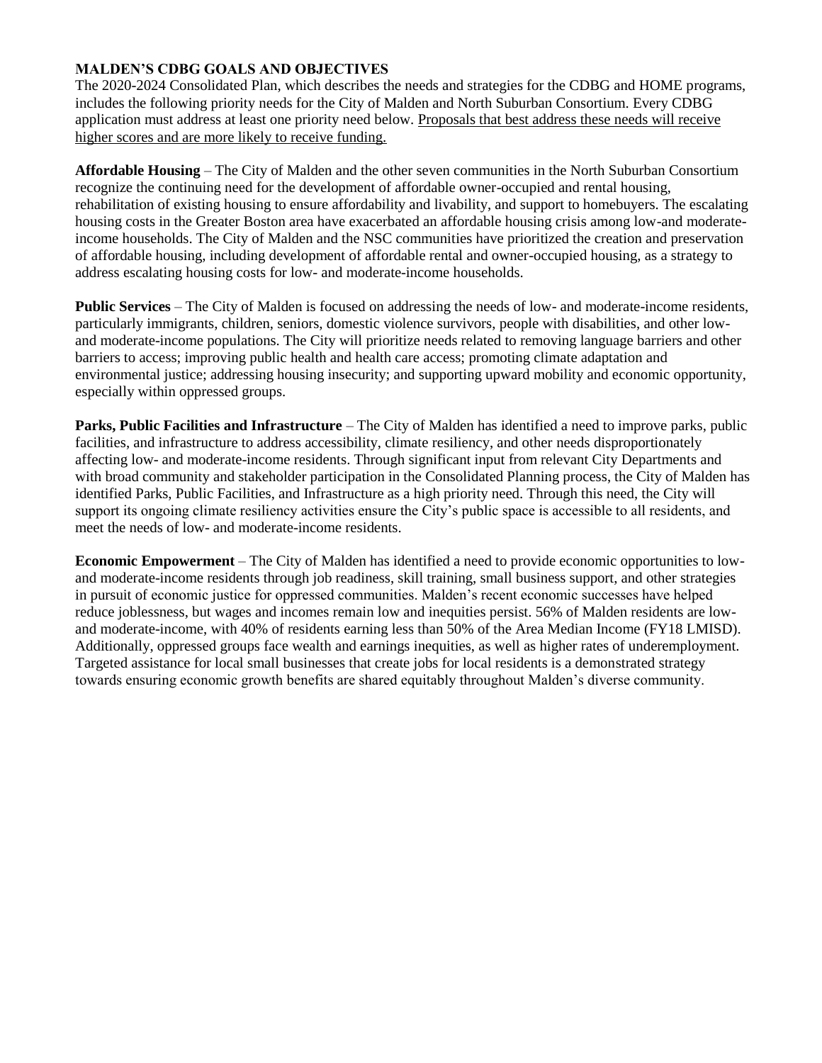## MALDEN'S CDBG GOALS AND OBJECTIVES

The 2020-2024 Consolidated Plan, which describes the needs and strategies for the CDBG and HOME programs, includes the following priority needs for the City of Malden and North Suburban Consortium. Every CDBG application must address at least one priority need below. <u>Proposals that best address these needs will receive higher scores and are more likely to receive funding.</u>

**Affordable Housing** – The City of Malden and the other seven communities in the North Suburban Consortium recognize the continuing need for the development of affordable owner-occupied and rental housing, rehabilitation of existing housing to ensure affordability and livability, and support to homebuyers. The escalating housing costs in the Greater Boston area have exacerbated an affordable housing crisis among low-and moderate-income households. The City of Malden and the NSC communities have prioritized the creation and preservation of affordable housing, including development of affordable rental and owner-occupied housing, as a strategy to address escalating housing costs for low- and moderate-income households.

**Public Services** – The City of Malden is focused on addressing the needs of low- and moderate-income residents, particularly immigrants, children, seniors, domestic violence survivors, people with disabilities, and other low- and moderate-income populations. The City will prioritize needs related to removing language barriers and other barriers to access; improving public health and health care access; promoting climate adaptation and environmental justice; addressing housing insecurity; and supporting upward mobility and economic opportunity, especially within oppressed groups.

**Parks, Public Facilities and Infrastructure** – The City of Malden has identified a need to improve parks, public facilities, and infrastructure to address accessibility, climate resiliency, and other needs disproportionately affecting low- and moderate-income residents. Through significant input from relevant City Departments and with broad community and stakeholder participation in the Consolidated Planning process, the City of Malden has identified Parks, Public Facilities, and Infrastructure as a high priority need. Through this need, the City will support its ongoing climate resiliency activities ensure the City's public space is accessible to all residents, and meet the needs of low- and moderate-income residents.

**Economic Empowerment** – The City of Malden has identified a need to provide economic opportunities to low- and moderate-income residents through job readiness, skill training, small business support, and other strategies in pursuit of economic justice for oppressed communities. Malden's recent economic successes have helped reduce joblessness, but wages and incomes remain low and inequities persist. 56% of Malden residents are low- and moderate-income, with 40% of residents earning less than 50% of the Area Median Income (FY18 LMISD). Additionally, oppressed groups face wealth and earnings inequities, as well as higher rates of underemployment. Targeted assistance for local small businesses that create jobs for local residents is a demonstrated strategy towards ensuring economic growth benefits are shared equitably throughout Malden's diverse community.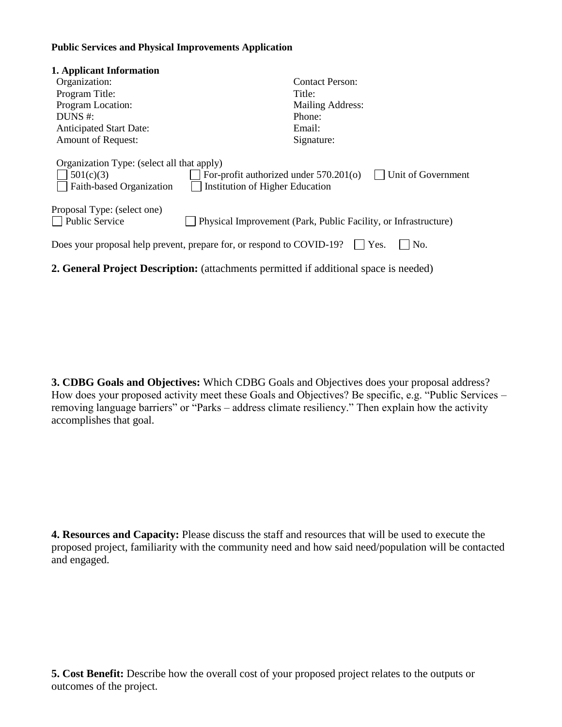**Public Services and Physical Improvements Application**

**1. Applicant Information**

Organization:

Program Title:

Program Location:

DUNS #:

Anticipated Start Date:

Amount of Request:

Contact Person:

Title:

Mailing Address:

Phone:

Email:

Signature:

Organization Type: (select all that apply)

☐ 501(c)(3) ☐ For-profit authorized under 570.201(o) ☐ Unit of Government

☐ Faith-based Organization ☐ Institution of Higher Education

Proposal Type: (select one)

☐ Public Service ☐ Physical Improvement (Park, Public Facility, or Infrastructure)

Does your proposal help prevent, prepare for, or respond to COVID-19? ☐ Yes. ☐ No.

**2. General Project Description:** (attachments permitted if additional space is needed)

**3. CDBG Goals and Objectives:** Which CDBG Goals and Objectives does your proposal address? How does your proposed activity meet these Goals and Objectives? Be specific, e.g. "Public Services – removing language barriers" or "Parks – address climate resiliency." Then explain how the activity accomplishes that goal.

**4. Resources and Capacity:** Please discuss the staff and resources that will be used to execute the proposed project, familiarity with the community need and how said need/population will be contacted and engaged.

**5. Cost Benefit:** Describe how the overall cost of your proposed project relates to the outputs or outcomes of the project.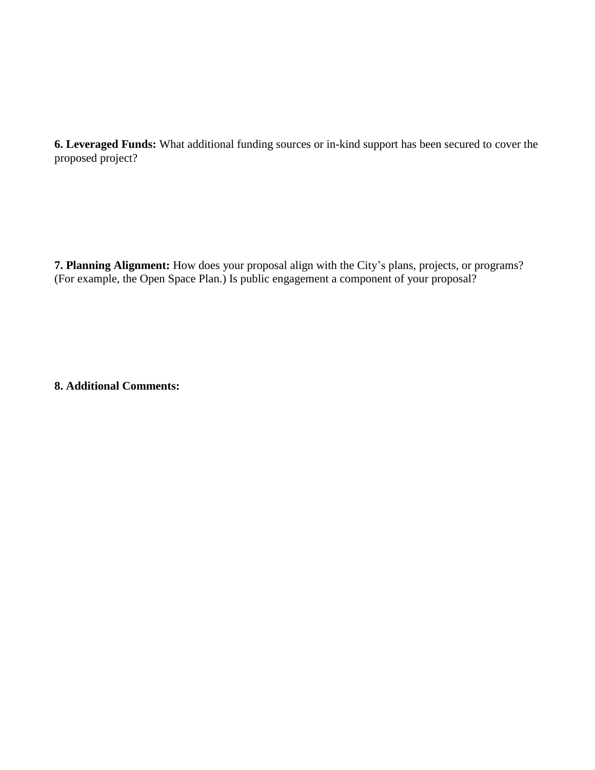**6. Leveraged Funds:** What additional funding sources or in-kind support has been secured to cover the proposed project?

**7. Planning Alignment:** How does your proposal align with the City's plans, projects, or programs? (For example, the Open Space Plan.) Is public engagement a component of your proposal?

**8. Additional Comments:**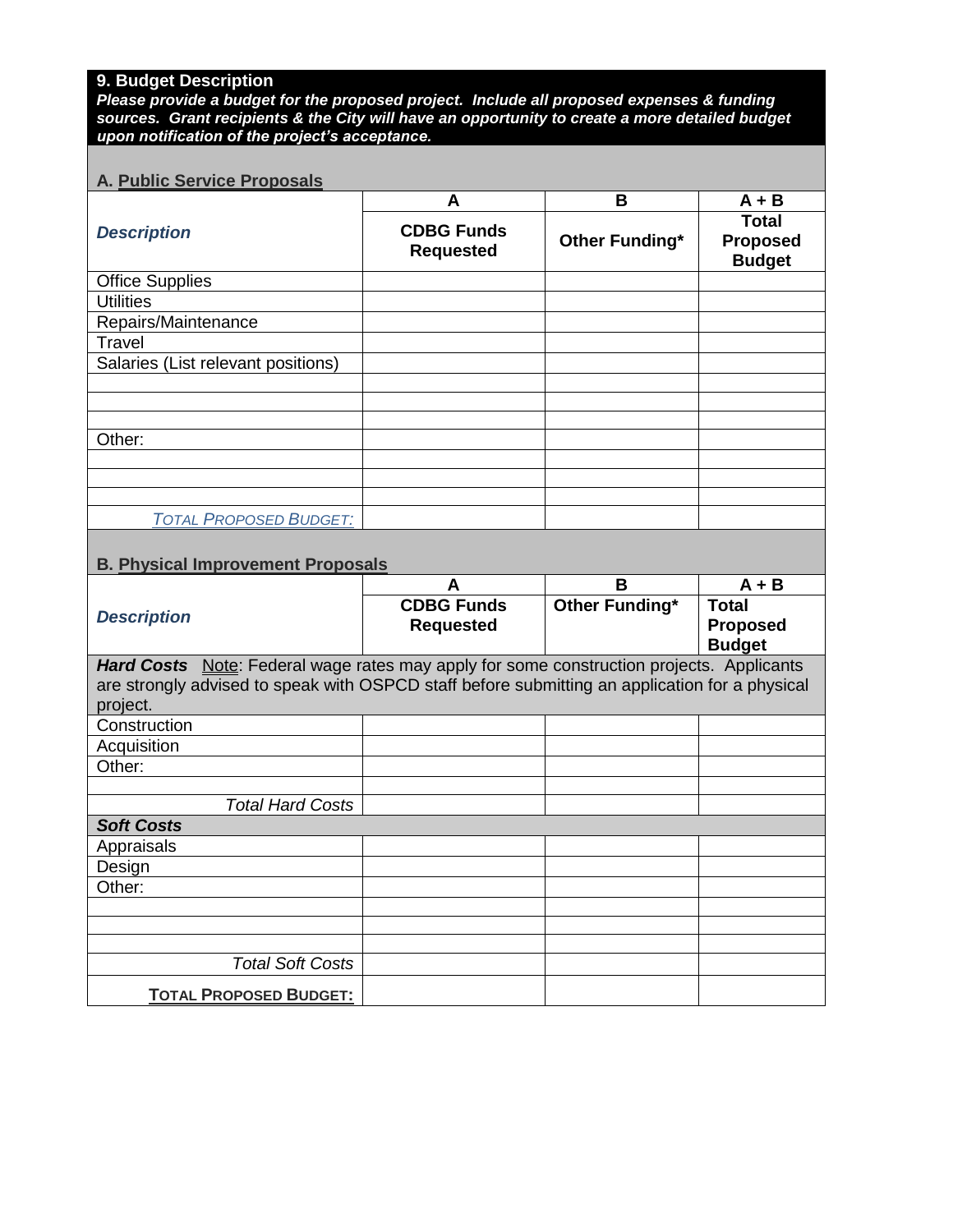## 9. Budget Description

***Please provide a budget for the proposed project. Include all proposed expenses & funding sources. Grant recipients & the City will have an opportunity to create a more detailed budget upon notification of the project's acceptance.***

### A. Public Service Proposals

| | A | B | A + B |
|---|---|---|---|
| ***Description*** | **CDBG Funds Requested** | **Other Funding*** | **Total Proposed Budget** |
| Office Supplies | | | |
| Utilities | | | |
| Repairs/Maintenance | | | |
| Travel | | | |
| Salaries (List relevant positions) | | | |
| | | | |
| | | | |
| | | | |
| Other: | | | |
| | | | |
| | | | |
| | | | |
| *TOTAL PROPOSED BUDGET:* | | | |

### B. Physical Improvement Proposals

| | A | B | A + B |
|---|---|---|---|
| ***Description*** | **CDBG Funds Requested** | **Other Funding*** | **Total Proposed Budget** |
| ***Hard Costs*** Note: Federal wage rates may apply for some construction projects. Applicants are strongly advised to speak with OSPCD staff before submitting an application for a physical project. | | | |
| Construction | | | |
| Acquisition | | | |
| Other: | | | |
| | | | |
| *Total Hard Costs* | | | |
| ***Soft Costs*** | | | |
| Appraisals | | | |
| Design | | | |
| Other: | | | |
| | | | |
| | | | |
| | | | |
| *Total Soft Costs* | | | |
| **TOTAL PROPOSED BUDGET:** | | | |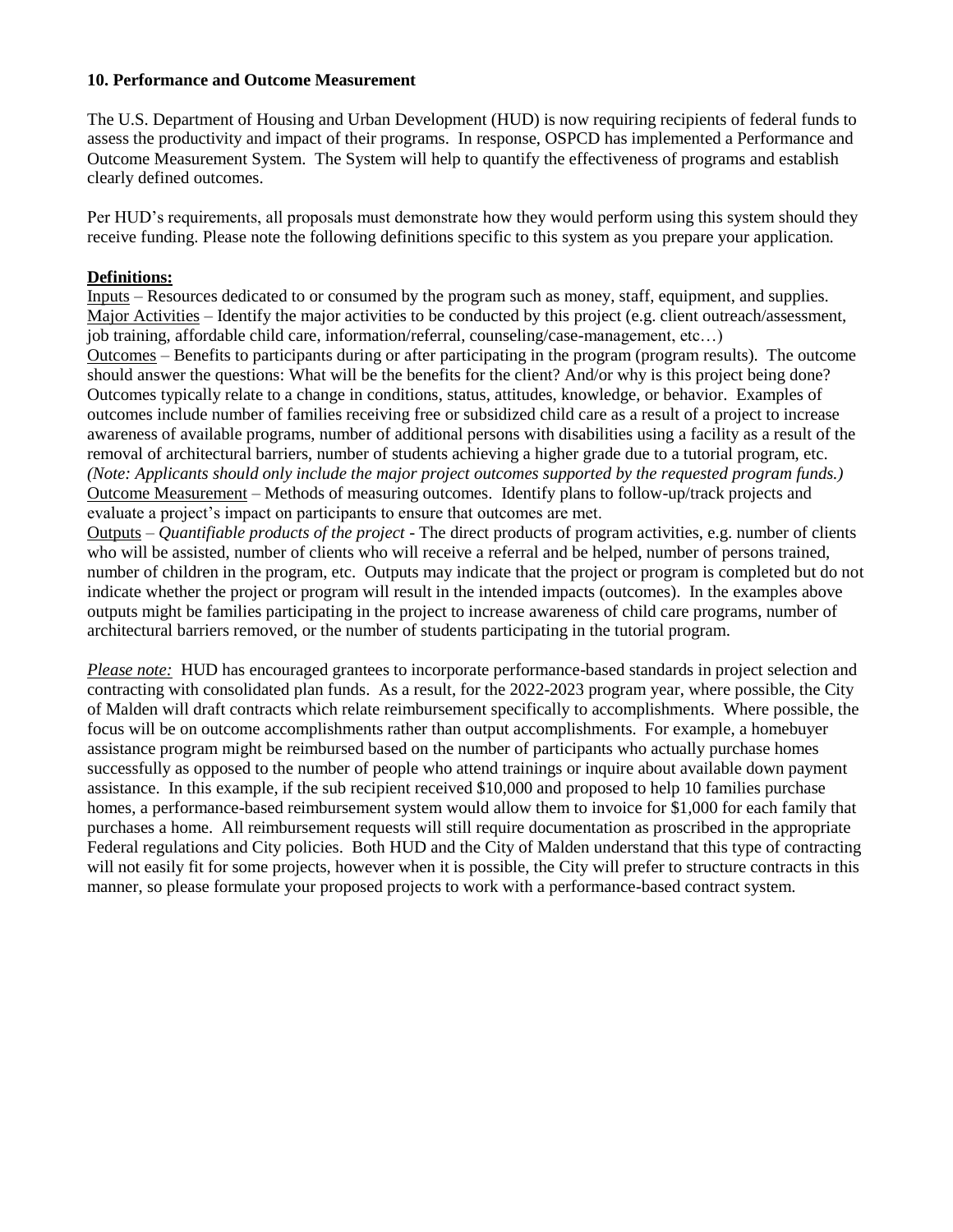**10. Performance and Outcome Measurement**

The U.S. Department of Housing and Urban Development (HUD) is now requiring recipients of federal funds to assess the productivity and impact of their programs. In response, OSPCD has implemented a Performance and Outcome Measurement System. The System will help to quantify the effectiveness of programs and establish clearly defined outcomes.

Per HUD's requirements, all proposals must demonstrate how they would perform using this system should they receive funding. Please note the following definitions specific to this system as you prepare your application.

**Definitions:**

Inputs – Resources dedicated to or consumed by the program such as money, staff, equipment, and supplies.
Major Activities – Identify the major activities to be conducted by this project (e.g. client outreach/assessment, job training, affordable child care, information/referral, counseling/case-management, etc…)
Outcomes – Benefits to participants during or after participating in the program (program results). The outcome should answer the questions: What will be the benefits for the client? And/or why is this project being done? Outcomes typically relate to a change in conditions, status, attitudes, knowledge, or behavior. Examples of outcomes include number of families receiving free or subsidized child care as a result of a project to increase awareness of available programs, number of additional persons with disabilities using a facility as a result of the removal of architectural barriers, number of students achieving a higher grade due to a tutorial program, etc. *(Note: Applicants should only include the major project outcomes supported by the requested program funds.)*
Outcome Measurement – Methods of measuring outcomes. Identify plans to follow-up/track projects and evaluate a project's impact on participants to ensure that outcomes are met.
Outputs – *Quantifiable products of the project* - The direct products of program activities, e.g. number of clients who will be assisted, number of clients who will receive a referral and be helped, number of persons trained, number of children in the program, etc. Outputs may indicate that the project or program is completed but do not indicate whether the project or program will result in the intended impacts (outcomes). In the examples above outputs might be families participating in the project to increase awareness of child care programs, number of architectural barriers removed, or the number of students participating in the tutorial program.

*Please note:* HUD has encouraged grantees to incorporate performance-based standards in project selection and contracting with consolidated plan funds. As a result, for the 2022-2023 program year, where possible, the City of Malden will draft contracts which relate reimbursement specifically to accomplishments. Where possible, the focus will be on outcome accomplishments rather than output accomplishments. For example, a homebuyer assistance program might be reimbursed based on the number of participants who actually purchase homes successfully as opposed to the number of people who attend trainings or inquire about available down payment assistance. In this example, if the sub recipient received $10,000 and proposed to help 10 families purchase homes, a performance-based reimbursement system would allow them to invoice for $1,000 for each family that purchases a home. All reimbursement requests will still require documentation as proscribed in the appropriate Federal regulations and City policies. Both HUD and the City of Malden understand that this type of contracting will not easily fit for some projects, however when it is possible, the City will prefer to structure contracts in this manner, so please formulate your proposed projects to work with a performance-based contract system.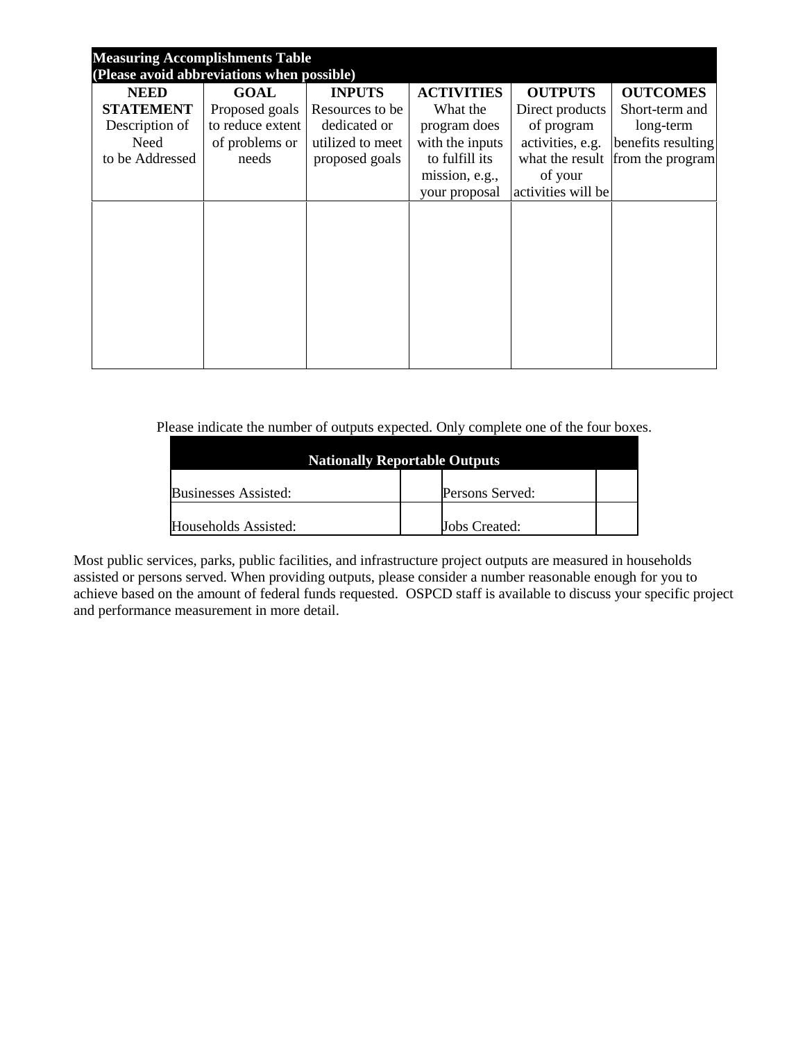**Measuring Accomplishments Table**
**(Please avoid abbreviations when possible)**

| **NEED STATEMENT** Description of Need to be Addressed | **GOAL** Proposed goals to reduce extent of problems or needs | **INPUTS** Resources to be dedicated or utilized to meet proposed goals | **ACTIVITIES** What the program does with the inputs to fulfill its mission, e.g., your proposal | **OUTPUTS** Direct products of program activities, e.g. what the result of your activities will be | **OUTCOMES** Short-term and long-term benefits resulting from the program |
|---|---|---|---|---|---|
| | | | | | |

Please indicate the number of outputs expected. Only complete one of the four boxes.

| **Nationally Reportable Outputs** | | | |
|---|---|---|---|
| Businesses Assisted: | | Persons Served: | |
| Households Assisted: | | Jobs Created: | |

Most public services, parks, public facilities, and infrastructure project outputs are measured in households assisted or persons served. When providing outputs, please consider a number reasonable enough for you to achieve based on the amount of federal funds requested. OSPCD staff is available to discuss your specific project and performance measurement in more detail.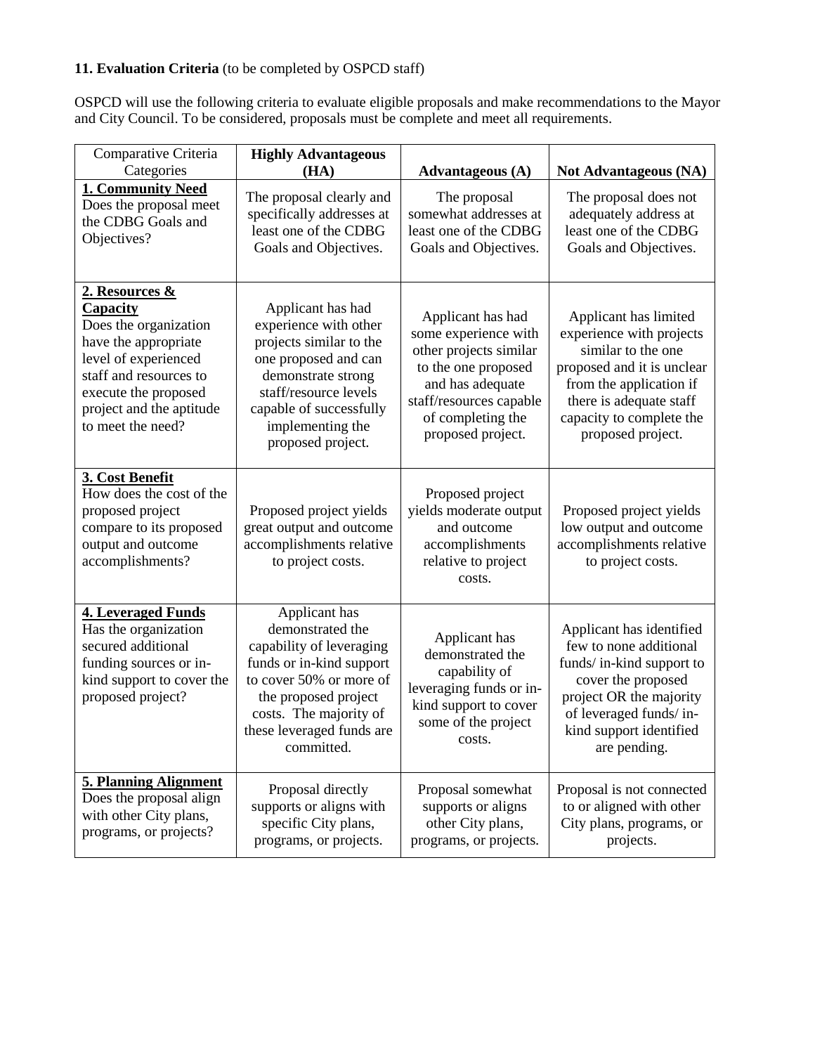**11. Evaluation Criteria** (to be completed by OSPCD staff)

OSPCD will use the following criteria to evaluate eligible proposals and make recommendations to the Mayor and City Council. To be considered, proposals must be complete and meet all requirements.

| Comparative Criteria Categories | **Highly Advantageous (HA)** | **Advantageous (A)** | **Not Advantageous (NA)** |
|---|---|---|---|
| **1. Community Need** Does the proposal meet the CDBG Goals and Objectives? | The proposal clearly and specifically addresses at least one of the CDBG Goals and Objectives. | The proposal somewhat addresses at least one of the CDBG Goals and Objectives. | The proposal does not adequately address at least one of the CDBG Goals and Objectives. |
| **2. Resources & Capacity** Does the organization have the appropriate level of experienced staff and resources to execute the proposed project and the aptitude to meet the need? | Applicant has had experience with other projects similar to the one proposed and can demonstrate strong staff/resource levels capable of successfully implementing the proposed project. | Applicant has had some experience with other projects similar to the one proposed and has adequate staff/resources capable of completing the proposed project. | Applicant has limited experience with projects similar to the one proposed and it is unclear from the application if there is adequate staff capacity to complete the proposed project. |
| **3. Cost Benefit** How does the cost of the proposed project compare to its proposed output and outcome accomplishments? | Proposed project yields great output and outcome accomplishments relative to project costs. | Proposed project yields moderate output and outcome accomplishments relative to project costs. | Proposed project yields low output and outcome accomplishments relative to project costs. |
| **4. Leveraged Funds** Has the organization secured additional funding sources or in-kind support to cover the proposed project? | Applicant has demonstrated the capability of leveraging funds or in-kind support to cover 50% or more of the proposed project costs. The majority of these leveraged funds are committed. | Applicant has demonstrated the capability of leveraging funds or in-kind support to cover some of the project costs. | Applicant has identified few to none additional funds/ in-kind support to cover the proposed project OR the majority of leveraged funds/ in-kind support identified are pending. |
| **5. Planning Alignment** Does the proposal align with other City plans, programs, or projects? | Proposal directly supports or aligns with specific City plans, programs, or projects. | Proposal somewhat supports or aligns other City plans, programs, or projects. | Proposal is not connected to or aligned with other City plans, programs, or projects. |